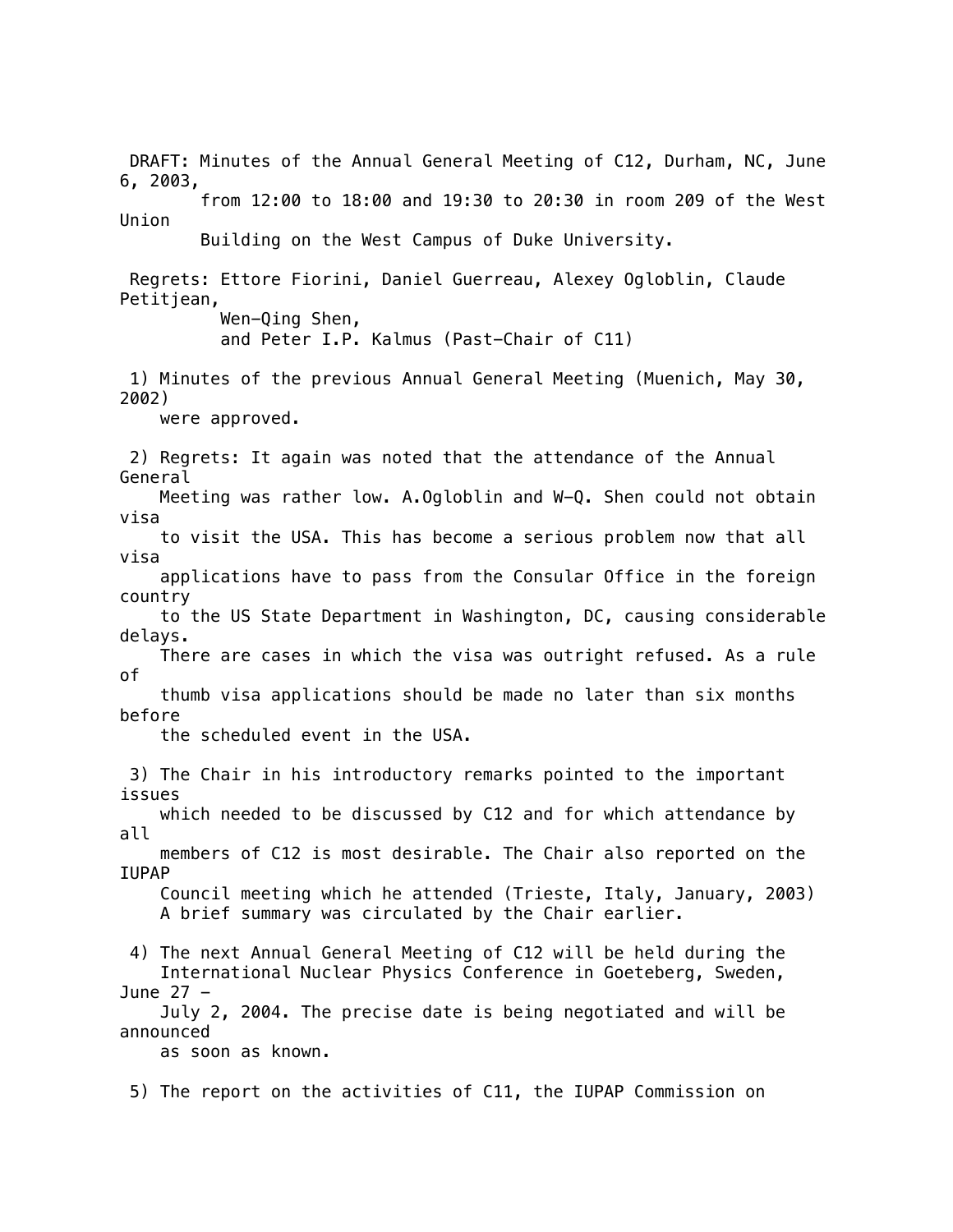DRAFT: Minutes of the Annual General Meeting of C12, Durham, NC, June 6, 2003, from 12:00 to 18:00 and 19:30 to 20:30 in room 209 of the West Union Building on the West Campus of Duke University.

Regrets: Ettore Fiorini, Daniel Guerreau, Alexey Ogloblin, Claude Petitjean, Wen-Qing Shen, and Peter I.P. Kalmus (Past-Chair of C11)

1) Minutes of the previous Annual General Meeting (Muenich, May 30, 2002) were approved.

2) Regrets: It again was noted that the attendance of the Annual General Meeting was rather low. A.Ogloblin and W-Q. Shen could not obtain visa to visit the USA. This has become a serious problem now that all visa applications have to pass from the Consular Office in the foreign country to the US State Department in Washington, DC, causing considerable delays. There are cases in which the visa was outright refused. As a rule of thumb visa applications should be made no later than six months before the scheduled event in the USA.

3) The Chair in his introductory remarks pointed to the important issues which needed to be discussed by C12 and for which attendance by all members of C12 is most desirable. The Chair also reported on the IUPAP Council meeting which he attended (Trieste, Italy, January, 2003) A brief summary was circulated by the Chair earlier.

4) The next Annual General Meeting of C12 will be held during the International Nuclear Physics Conference in Goeteberg, Sweden, June 27 - July 2, 2004. The precise date is being negotiated and will be announced as soon as known.

5) The report on the activities of C11, the IUPAP Commission on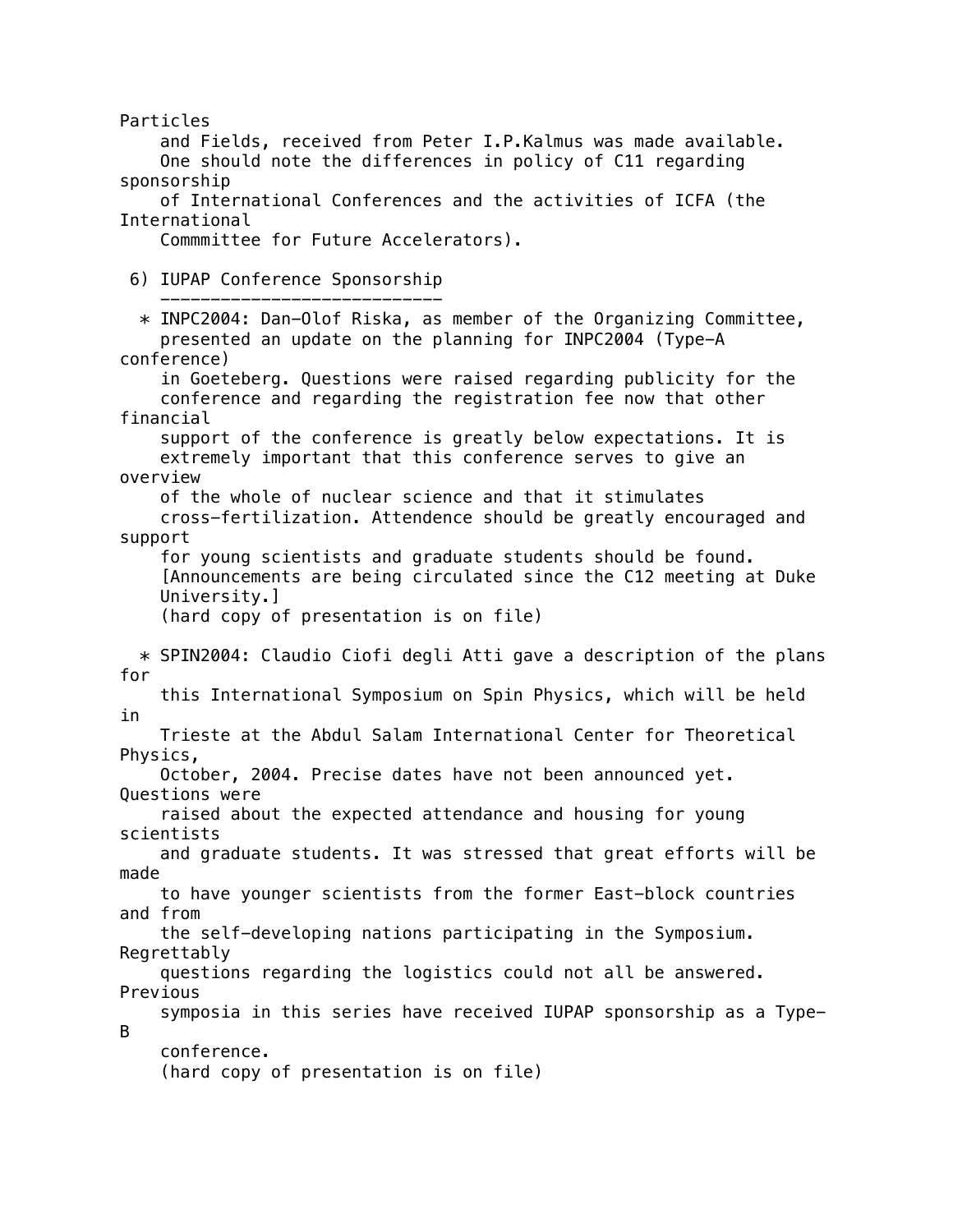Particles and Fields, received from Peter I.P.Kalmus was made available. One should note the differences in policy of C11 regarding sponsorship of International Conferences and the activities of ICFA (the International Commmittee for Future Accelerators).

## 6) IUPAP Conference Sponsorship

* INPC2004: Dan-Olof Riska, as member of the Organizing Committee, presented an update on the planning for INPC2004 (Type-A conference) in Goeteberg. Questions were raised regarding publicity for the conference and regarding the registration fee now that other financial support of the conference is greatly below expectations. It is extremely important that this conference serves to give an overview of the whole of nuclear science and that it stimulates cross-fertilization. Attendence should be greatly encouraged and support for young scientists and graduate students should be found. [Announcements are being circulated since the C12 meeting at Duke University.]
  (hard copy of presentation is on file)

* SPIN2004: Claudio Ciofi degli Atti gave a description of the plans for this International Symposium on Spin Physics, which will be held in Trieste at the Abdul Salam International Center for Theoretical Physics, October, 2004. Precise dates have not been announced yet. Questions were raised about the expected attendance and housing for young scientists and graduate students. It was stressed that great efforts will be made to have younger scientists from the former East-block countries and from the self-developing nations participating in the Symposium. Regrettably questions regarding the logistics could not all be answered. Previous symposia in this series have received IUPAP sponsorship as a Type-B conference.
  (hard copy of presentation is on file)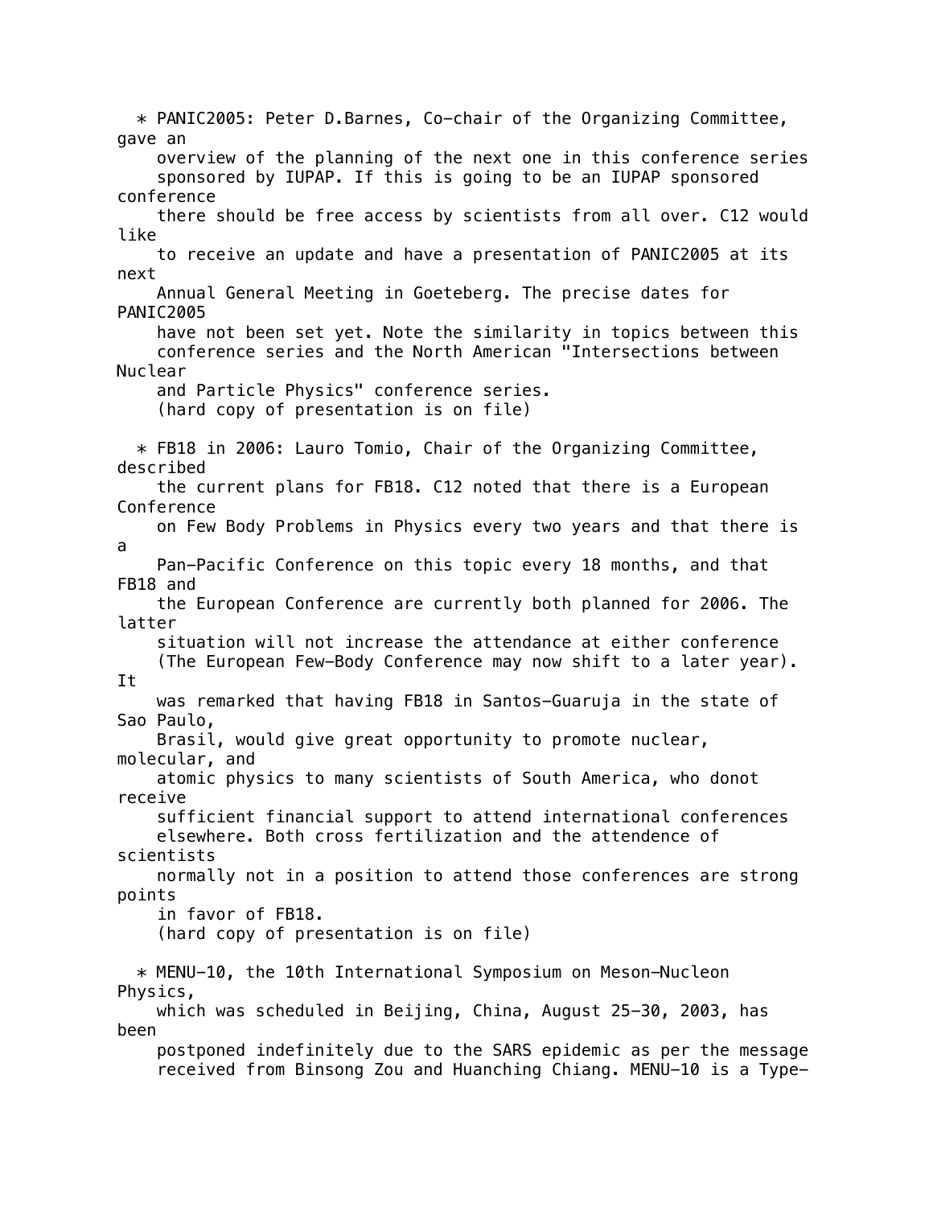- PANIC2005: Peter D.Barnes, Co-chair of the Organizing Committee, gave an overview of the planning of the next one in this conference series sponsored by IUPAP. If this is going to be an IUPAP sponsored conference there should be free access by scientists from all over. C12 would like to receive an update and have a presentation of PANIC2005 at its next Annual General Meeting in Goeteberg. The precise dates for PANIC2005 have not been set yet. Note the similarity in topics between this conference series and the North American "Intersections between Nuclear and Particle Physics" conference series.
  (hard copy of presentation is on file)

- FB18 in 2006: Lauro Tomio, Chair of the Organizing Committee, described the current plans for FB18. C12 noted that there is a European Conference on Few Body Problems in Physics every two years and that there is a Pan-Pacific Conference on this topic every 18 months, and that FB18 and the European Conference are currently both planned for 2006. The latter situation will not increase the attendance at either conference (The European Few-Body Conference may now shift to a later year). It was remarked that having FB18 in Santos-Guaruja in the state of Sao Paulo, Brasil, would give great opportunity to promote nuclear, molecular, and atomic physics to many scientists of South America, who donot receive sufficient financial support to attend international conferences elsewhere. Both cross fertilization and the attendence of scientists normally not in a position to attend those conferences are strong points in favor of FB18.
  (hard copy of presentation is on file)

- MENU-10, the 10th International Symposium on Meson-Nucleon Physics, which was scheduled in Beijing, China, August 25-30, 2003, has been postponed indefinitely due to the SARS epidemic as per the message received from Binsong Zou and Huanching Chiang. MENU-10 is a Type-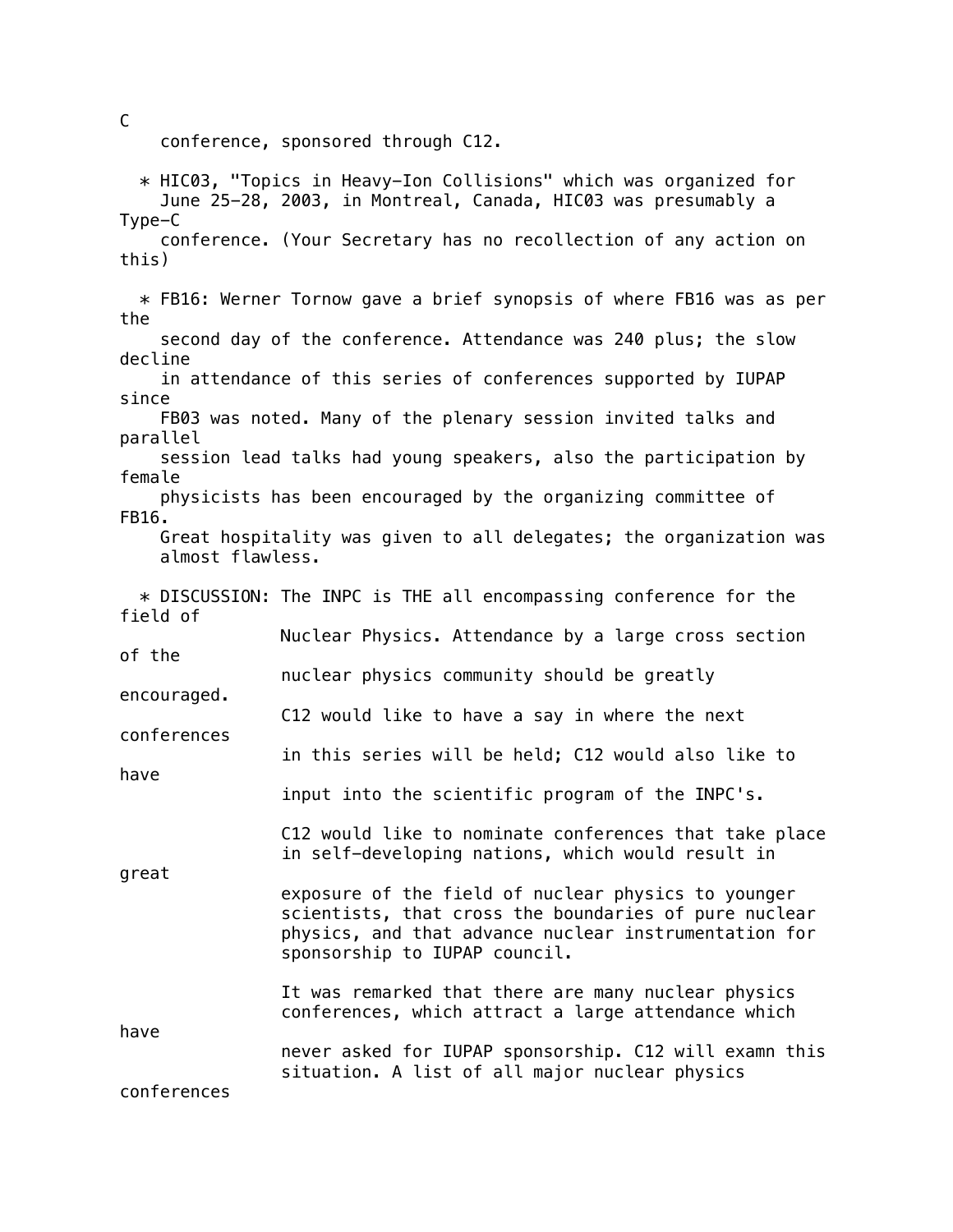C conference, sponsored through C12.

* HIC03, "Topics in Heavy-Ion Collisions" which was organized for June 25-28, 2003, in Montreal, Canada, HIC03 was presumably a Type-C conference. (Your Secretary has no recollection of any action on this)

* FB16: Werner Tornow gave a brief synopsis of where FB16 was as per the second day of the conference. Attendance was 240 plus; the slow decline in attendance of this series of conferences supported by IUPAP since FB03 was noted. Many of the plenary session invited talks and parallel session lead talks had young speakers, also the participation by female physicists has been encouraged by the organizing committee of FB16. Great hospitality was given to all delegates; the organization was almost flawless.

* DISCUSSION: The INPC is THE all encompassing conference for the field of Nuclear Physics. Attendance by a large cross section of the nuclear physics community should be greatly encouraged. C12 would like to have a say in where the next conferences in this series will be held; C12 would also like to have input into the scientific program of the INPC's.

  C12 would like to nominate conferences that take place in self-developing nations, which would result in great exposure of the field of nuclear physics to younger scientists, that cross the boundaries of pure nuclear physics, and that advance nuclear instrumentation for sponsorship to IUPAP council.

  It was remarked that there are many nuclear physics conferences, which attract a large attendance which have never asked for IUPAP sponsorship. C12 will examn this situation. A list of all major nuclear physics conferences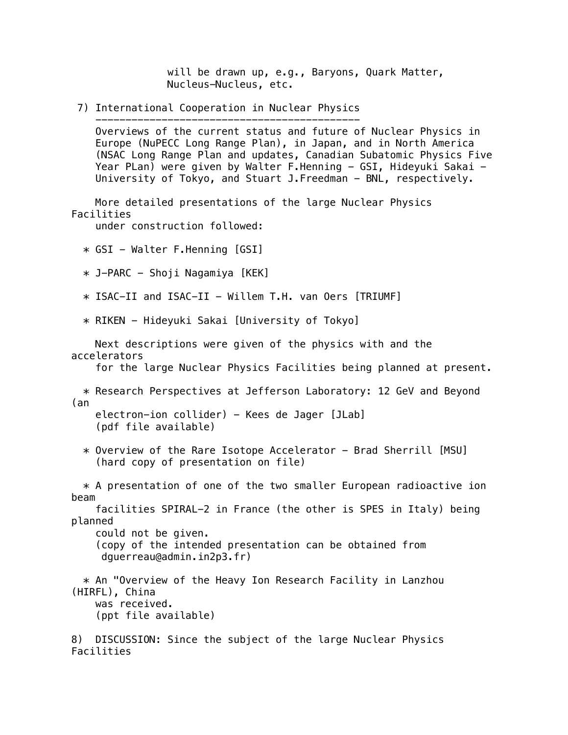will be drawn up, e.g., Baryons, Quark Matter, Nucleus-Nucleus, etc.

## 7) International Cooperation in Nuclear Physics

Overviews of the current status and future of Nuclear Physics in Europe (NuPECC Long Range Plan), in Japan, and in North America (NSAC Long Range Plan and updates, Canadian Subatomic Physics Five Year PLan) were given by Walter F.Henning - GSI, Hideyuki Sakai - University of Tokyo, and Stuart J.Freedman - BNL, respectively.

More detailed presentations of the large Nuclear Physics Facilities under construction followed:

* GSI - Walter F.Henning [GSI]
* J-PARC - Shoji Nagamiya [KEK]
* ISAC-II and ISAC-II - Willem T.H. van Oers [TRIUMF]
* RIKEN - Hideyuki Sakai [University of Tokyo]

Next descriptions were given of the physics with and the accelerators for the large Nuclear Physics Facilities being planned at present.

* Research Perspectives at Jefferson Laboratory: 12 GeV and Beyond (an electron-ion collider) - Kees de Jager [JLab]
  (pdf file available)

* Overview of the Rare Isotope Accelerator - Brad Sherrill [MSU]
  (hard copy of presentation on file)

* A presentation of one of the two smaller European radioactive ion beam facilities SPIRAL-2 in France (the other is SPES in Italy) being planned could not be given.
  (copy of the intended presentation can be obtained from dguerreau@admin.in2p3.fr)

* An "Overview of the Heavy Ion Research Facility in Lanzhou (HIRFL), China was received.
  (ppt file available)

8) DISCUSSION: Since the subject of the large Nuclear Physics Facilities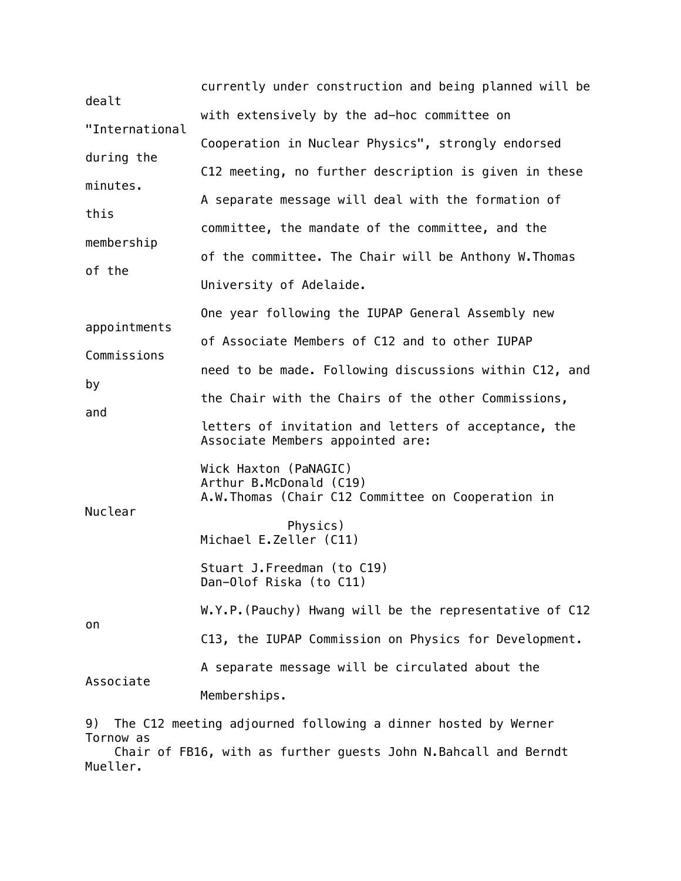currently under construction and being planned will be dealt with extensively by the ad-hoc committee on "International Cooperation in Nuclear Physics", strongly endorsed during the C12 meeting, no further description is given in these minutes. A separate message will deal with the formation of this committee, the mandate of the committee, and the membership of the committee. The Chair will be Anthony W.Thomas of the University of Adelaide.

One year following the IUPAP General Assembly new appointments of Associate Members of C12 and to other IUPAP Commissions need to be made. Following discussions within C12, and by the Chair with the Chairs of the other Commissions, and letters of invitation and letters of acceptance, the Associate Members appointed are:

Wick Haxton (PaNAGIC)
Arthur B.McDonald (C19)
A.W.Thomas (Chair C12 Committee on Cooperation in Nuclear Physics)
Michael E.Zeller (C11)

Stuart J.Freedman (to C19)
Dan-Olof Riska (to C11)

W.Y.P.(Pauchy) Hwang will be the representative of C12 on C13, the IUPAP Commission on Physics for Development.

A separate message will be circulated about the Associate Memberships.

9) The C12 meeting adjourned following a dinner hosted by Werner Tornow as Chair of FB16, with as further guests John N.Bahcall and Berndt Mueller.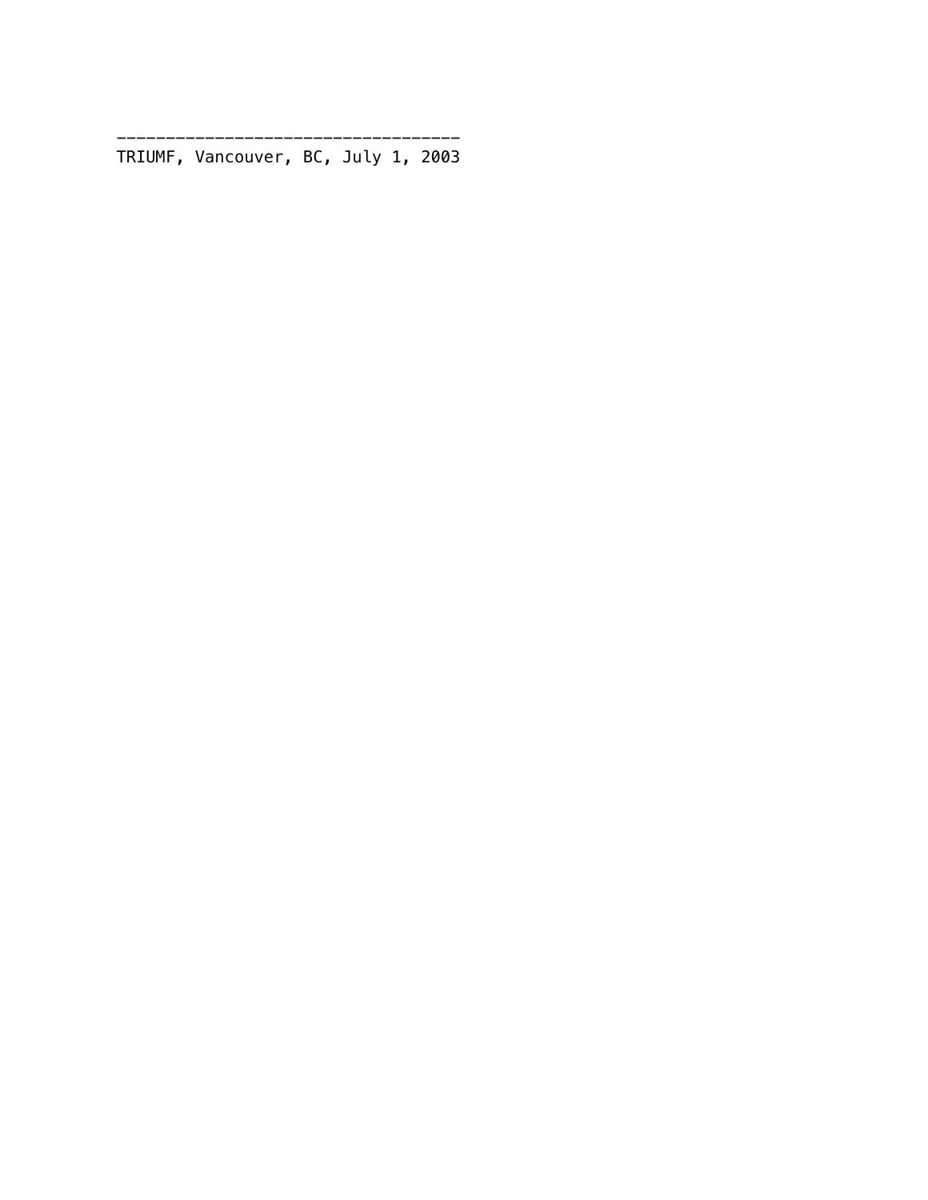----------------------------------
TRIUMF, Vancouver, BC, July 1, 2003